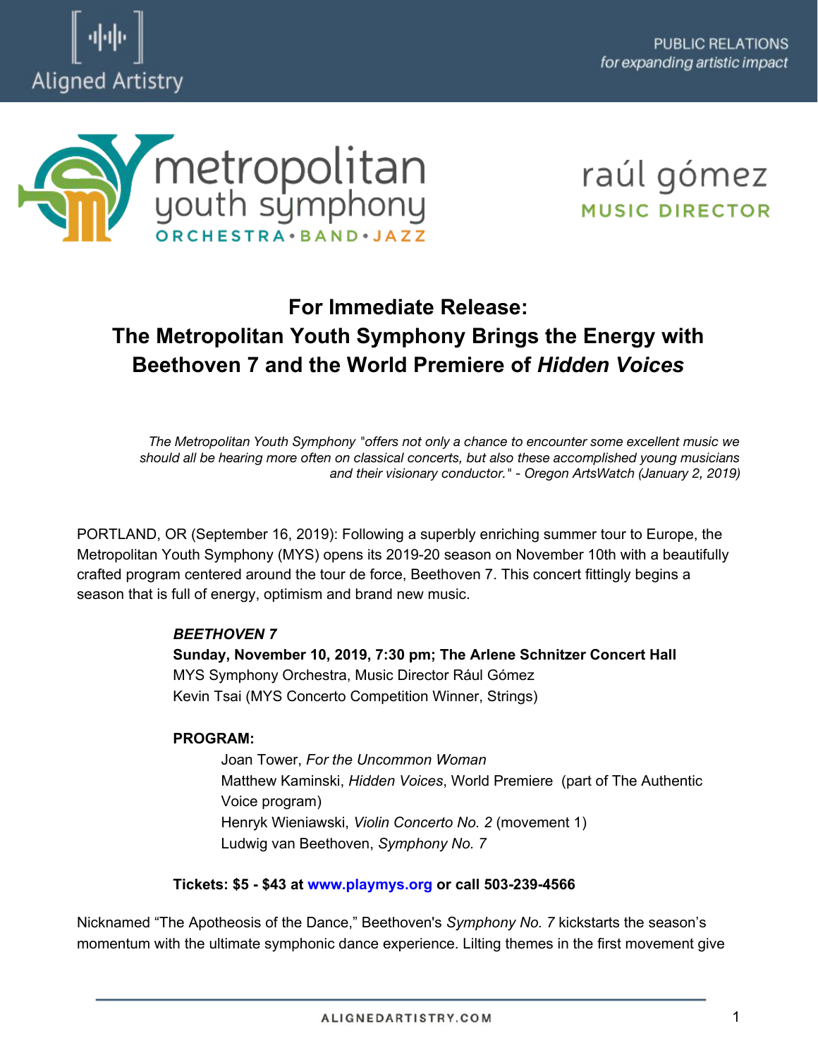Aligned Artistry

PUBLIC RELATIONS
*for expanding artistic impact*

metropolitan youth symphony
ORCHESTRA • BAND • JAZZ

raúl gómez
MUSIC DIRECTOR

# For Immediate Release: The Metropolitan Youth Symphony Brings the Energy with Beethoven 7 and the World Premiere of *Hidden Voices*

*The Metropolitan Youth Symphony "offers not only a chance to encounter some excellent music we should all be hearing more often on classical concerts, but also these accomplished young musicians and their visionary conductor." - Oregon ArtsWatch (January 2, 2019)*

PORTLAND, OR (September 16, 2019): Following a superbly enriching summer tour to Europe, the Metropolitan Youth Symphony (MYS) opens its 2019-20 season on November 10th with a beautifully crafted program centered around the tour de force, Beethoven 7. This concert fittingly begins a season that is full of energy, optimism and brand new music.

***BEETHOVEN 7***
**Sunday, November 10, 2019, 7:30 pm; The Arlene Schnitzer Concert Hall**
MYS Symphony Orchestra, Music Director Rául Gómez
Kevin Tsai (MYS Concerto Competition Winner, Strings)

**PROGRAM:**

Joan Tower, *For the Uncommon Woman*
Matthew Kaminski, *Hidden Voices*, World Premiere (part of The Authentic Voice program)
Henryk Wieniawski, *Violin Concerto No. 2* (movement 1)
Ludwig van Beethoven, *Symphony No. 7*

**Tickets: $5 - $43 at www.playmys.org or call 503-239-4566**

Nicknamed "The Apotheosis of the Dance," Beethoven's *Symphony No. 7* kickstarts the season's momentum with the ultimate symphonic dance experience. Lilting themes in the first movement give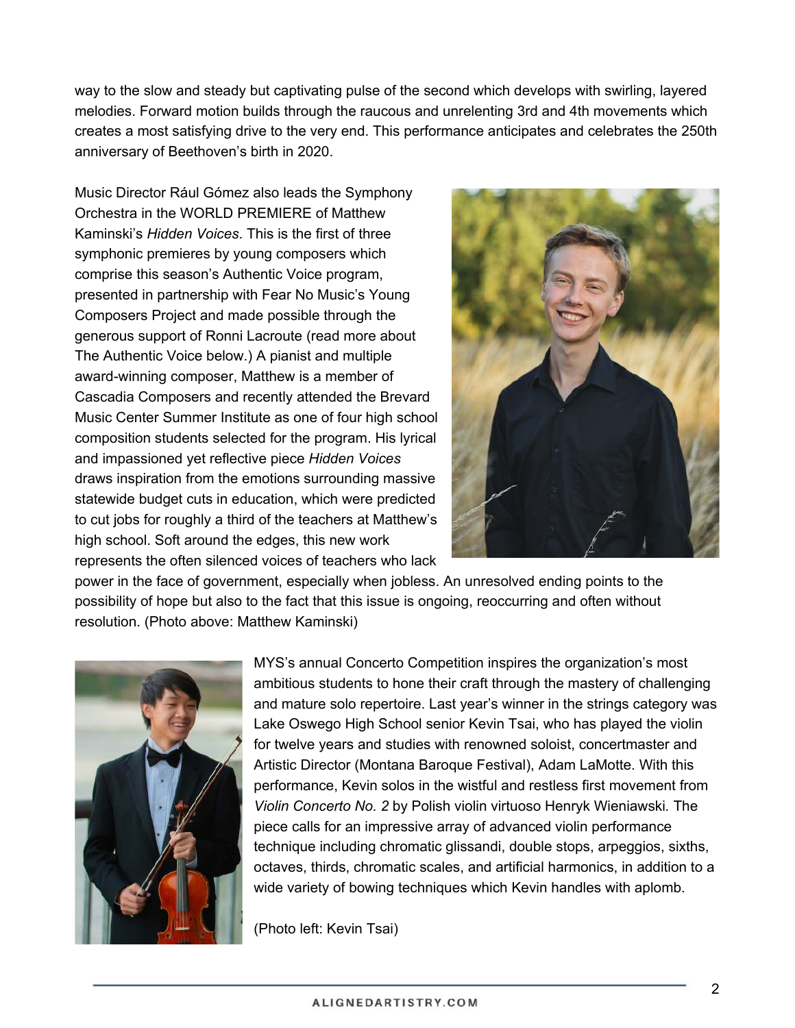way to the slow and steady but captivating pulse of the second which develops with swirling, layered melodies. Forward motion builds through the raucous and unrelenting 3rd and 4th movements which creates a most satisfying drive to the very end. This performance anticipates and celebrates the 250th anniversary of Beethoven's birth in 2020.

Music Director Rául Gómez also leads the Symphony Orchestra in the WORLD PREMIERE of Matthew Kaminski's *Hidden Voices*. This is the first of three symphonic premieres by young composers which comprise this season's Authentic Voice program, presented in partnership with Fear No Music's Young Composers Project and made possible through the generous support of Ronni Lacroute (read more about The Authentic Voice below.) A pianist and multiple award-winning composer, Matthew is a member of Cascadia Composers and recently attended the Brevard Music Center Summer Institute as one of four high school composition students selected for the program. His lyrical and impassioned yet reflective piece *Hidden Voices* draws inspiration from the emotions surrounding massive statewide budget cuts in education, which were predicted to cut jobs for roughly a third of the teachers at Matthew's high school. Soft around the edges, this new work represents the often silenced voices of teachers who lack power in the face of government, especially when jobless. An unresolved ending points to the possibility of hope but also to the fact that this issue is ongoing, reoccurring and often without resolution. (Photo above: Matthew Kaminski)

MYS's annual Concerto Competition inspires the organization's most ambitious students to hone their craft through the mastery of challenging and mature solo repertoire. Last year's winner in the strings category was Lake Oswego High School senior Kevin Tsai, who has played the violin for twelve years and studies with renowned soloist, concertmaster and Artistic Director (Montana Baroque Festival), Adam LaMotte. With this performance, Kevin solos in the wistful and restless first movement from *Violin Concerto No. 2* by Polish violin virtuoso Henryk Wieniawski. The piece calls for an impressive array of advanced violin performance technique including chromatic glissandi, double stops, arpeggios, sixths, octaves, thirds, chromatic scales, and artificial harmonics, in addition to a wide variety of bowing techniques which Kevin handles with aplomb.

(Photo left: Kevin Tsai)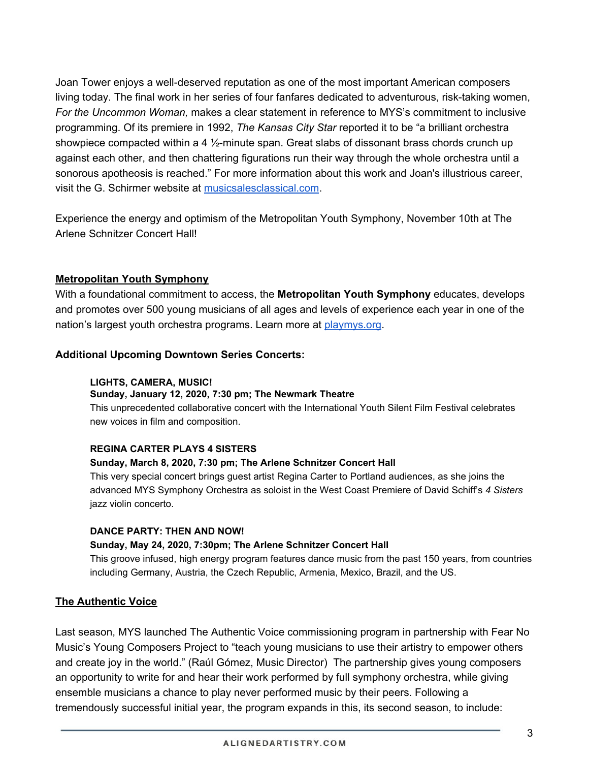Joan Tower enjoys a well-deserved reputation as one of the most important American composers living today. The final work in her series of four fanfares dedicated to adventurous, risk-taking women, *For the Uncommon Woman,* makes a clear statement in reference to MYS's commitment to inclusive programming. Of its premiere in 1992, *The Kansas City Star* reported it to be "a brilliant orchestra showpiece compacted within a 4 ½-minute span. Great slabs of dissonant brass chords crunch up against each other, and then chattering figurations run their way through the whole orchestra until a sonorous apotheosis is reached." For more information about this work and Joan's illustrious career, visit the G. Schirmer website at [musicsalesclassical.com](musicsalesclassical.com).

Experience the energy and optimism of the Metropolitan Youth Symphony, November 10th at The Arlene Schnitzer Concert Hall!

## Metropolitan Youth Symphony

With a foundational commitment to access, the **Metropolitan Youth Symphony** educates, develops and promotes over 500 young musicians of all ages and levels of experience each year in one of the nation's largest youth orchestra programs. Learn more at [playmys.org](playmys.org).

### Additional Upcoming Downtown Series Concerts:

**LIGHTS, CAMERA, MUSIC!**
**Sunday, January 12, 2020, 7:30 pm; The Newmark Theatre**
This unprecedented collaborative concert with the International Youth Silent Film Festival celebrates new voices in film and composition.

**REGINA CARTER PLAYS 4 SISTERS**
**Sunday, March 8, 2020, 7:30 pm; The Arlene Schnitzer Concert Hall**
This very special concert brings guest artist Regina Carter to Portland audiences, as she joins the advanced MYS Symphony Orchestra as soloist in the West Coast Premiere of David Schiff's *4 Sisters* jazz violin concerto.

**DANCE PARTY: THEN AND NOW!**
**Sunday, May 24, 2020, 7:30pm; The Arlene Schnitzer Concert Hall**
This groove infused, high energy program features dance music from the past 150 years, from countries including Germany, Austria, the Czech Republic, Armenia, Mexico, Brazil, and the US.

## The Authentic Voice

Last season, MYS launched The Authentic Voice commissioning program in partnership with Fear No Music's Young Composers Project to "teach young musicians to use their artistry to empower others and create joy in the world." (Raúl Gómez, Music Director) The partnership gives young composers an opportunity to write for and hear their work performed by full symphony orchestra, while giving ensemble musicians a chance to play never performed music by their peers. Following a tremendously successful initial year, the program expands in this, its second season, to include: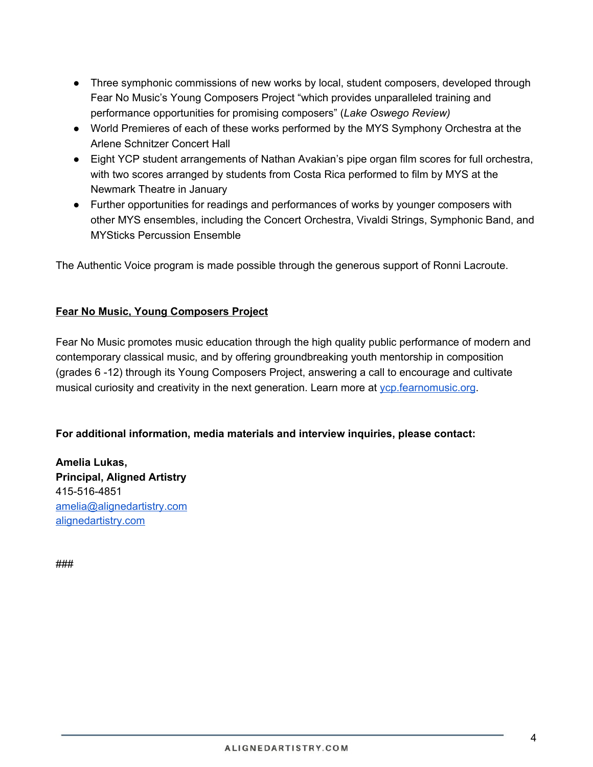- Three symphonic commissions of new works by local, student composers, developed through Fear No Music's Young Composers Project "which provides unparalleled training and performance opportunities for promising composers" (*Lake Oswego Review)*
- World Premieres of each of these works performed by the MYS Symphony Orchestra at the Arlene Schnitzer Concert Hall
- Eight YCP student arrangements of Nathan Avakian's pipe organ film scores for full orchestra, with two scores arranged by students from Costa Rica performed to film by MYS at the Newmark Theatre in January
- Further opportunities for readings and performances of works by younger composers with other MYS ensembles, including the Concert Orchestra, Vivaldi Strings, Symphonic Band, and MYSticks Percussion Ensemble

The Authentic Voice program is made possible through the generous support of Ronni Lacroute.

**Fear No Music, Young Composers Project**

Fear No Music promotes music education through the high quality public performance of modern and contemporary classical music, and by offering groundbreaking youth mentorship in composition (grades 6 -12) through its Young Composers Project, answering a call to encourage and cultivate musical curiosity and creativity in the next generation. Learn more at [ycp.fearnomusic.org](ycp.fearnomusic.org).

**For additional information, media materials and interview inquiries, please contact:**

**Amelia Lukas,**
**Principal, Aligned Artistry**
415-516-4851
[amelia@alignedartistry.com](mailto:amelia@alignedartistry.com)
[alignedartistry.com](alignedartistry.com)

###